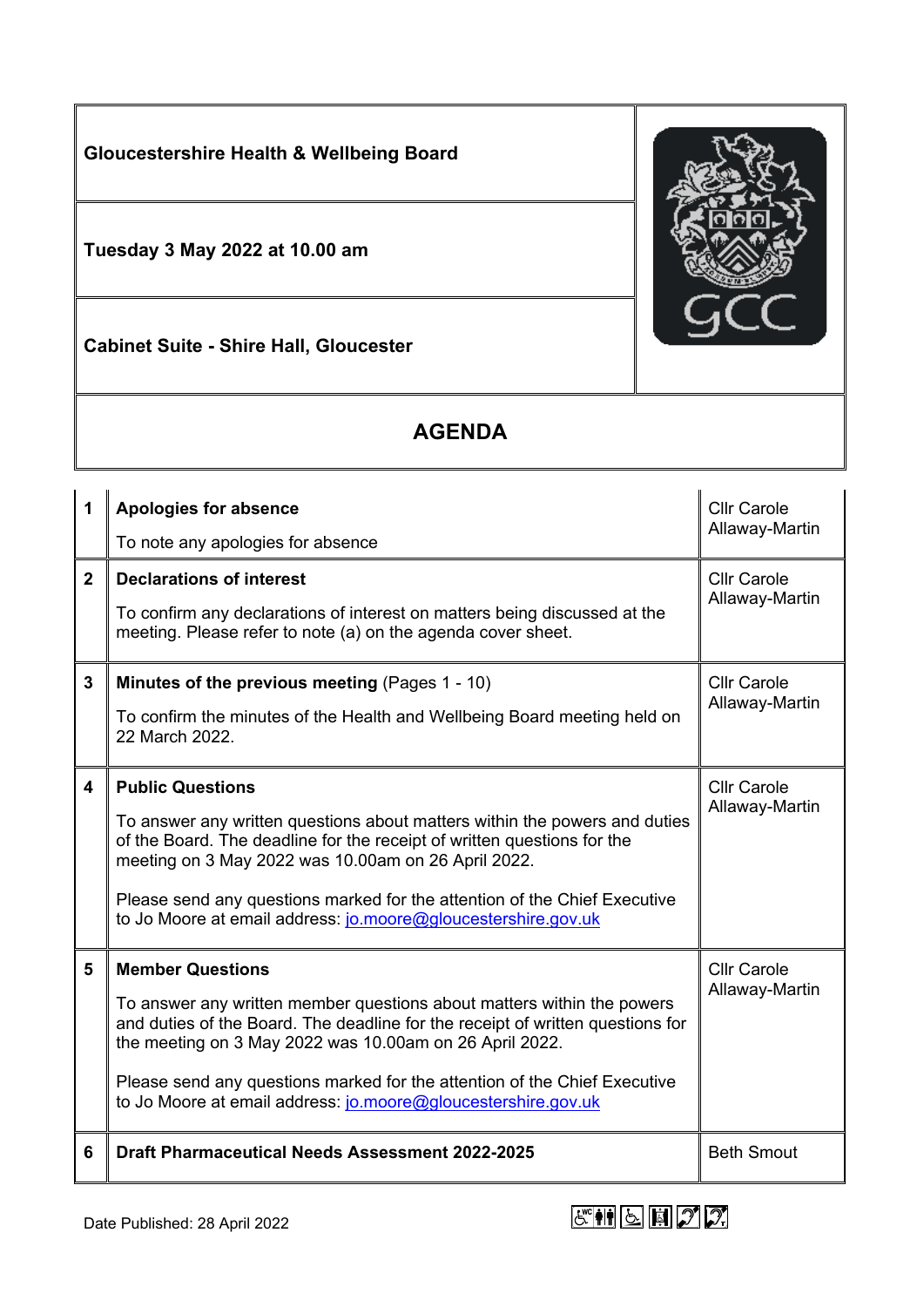# Gloucestershire Health & Wellbeing Board

**Tuesday 3 May 2022 at 10.00 am**

**Cabinet Suite - Shire Hall, Gloucester**

## AGENDA

| | | |
|---|---|---|
| **1** | **Apologies for absence**<br><br>To note any apologies for absence | Cllr Carole Allaway-Martin |
| **2** | **Declarations of interest**<br><br>To confirm any declarations of interest on matters being discussed at the meeting. Please refer to note (a) on the agenda cover sheet. | Cllr Carole Allaway-Martin |
| **3** | **Minutes of the previous meeting** (Pages 1 - 10)<br><br>To confirm the minutes of the Health and Wellbeing Board meeting held on 22 March 2022. | Cllr Carole Allaway-Martin |
| **4** | **Public Questions**<br><br>To answer any written questions about matters within the powers and duties of the Board. The deadline for the receipt of written questions for the meeting on 3 May 2022 was 10.00am on 26 April 2022.<br><br>Please send any questions marked for the attention of the Chief Executive to Jo Moore at email address: jo.moore@gloucestershire.gov.uk | Cllr Carole Allaway-Martin |
| **5** | **Member Questions**<br><br>To answer any written member questions about matters within the powers and duties of the Board. The deadline for the receipt of written questions for the meeting on 3 May 2022 was 10.00am on 26 April 2022.<br><br>Please send any questions marked for the attention of the Chief Executive to Jo Moore at email address: jo.moore@gloucestershire.gov.uk | Cllr Carole Allaway-Martin |
| **6** | **Draft Pharmaceutical Needs Assessment 2022-2025** | Beth Smout |

Date Published: 28 April 2022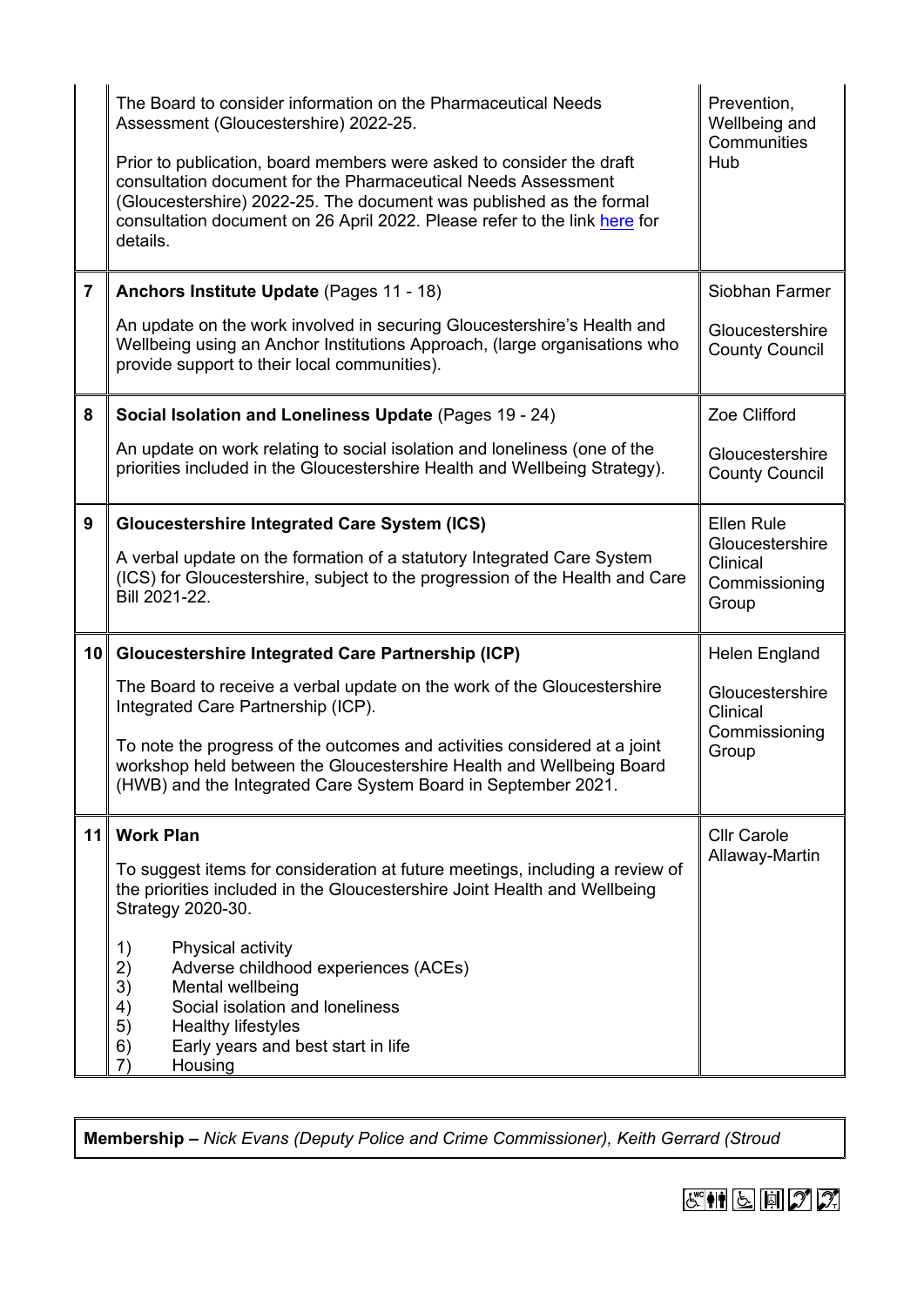| | | |
|---|---|---|
| | The Board to consider information on the Pharmaceutical Needs Assessment (Gloucestershire) 2022-25.<br><br>Prior to publication, board members were asked to consider the draft consultation document for the Pharmaceutical Needs Assessment (Gloucestershire) 2022-25. The document was published as the formal consultation document on 26 April 2022. Please refer to the link here for details. | Prevention, Wellbeing and Communities Hub |
| **7** | **Anchors Institute Update** (Pages 11 - 18)<br><br>An update on the work involved in securing Gloucestershire's Health and Wellbeing using an Anchor Institutions Approach, (large organisations who provide support to their local communities). | Siobhan Farmer<br><br>Gloucestershire County Council |
| **8** | **Social Isolation and Loneliness Update** (Pages 19 - 24)<br><br>An update on work relating to social isolation and loneliness (one of the priorities included in the Gloucestershire Health and Wellbeing Strategy). | Zoe Clifford<br><br>Gloucestershire County Council |
| **9** | **Gloucestershire Integrated Care System (ICS)**<br><br>A verbal update on the formation of a statutory Integrated Care System (ICS) for Gloucestershire, subject to the progression of the Health and Care Bill 2021-22. | Ellen Rule<br>Gloucestershire Clinical Commissioning Group |
| **10** | **Gloucestershire Integrated Care Partnership (ICP)**<br><br>The Board to receive a verbal update on the work of the Gloucestershire Integrated Care Partnership (ICP).<br><br>To note the progress of the outcomes and activities considered at a joint workshop held between the Gloucestershire Health and Wellbeing Board (HWB) and the Integrated Care System Board in September 2021. | Helen England<br><br>Gloucestershire Clinical Commissioning Group |
| **11** | **Work Plan**<br><br>To suggest items for consideration at future meetings, including a review of the priorities included in the Gloucestershire Joint Health and Wellbeing Strategy 2020-30.<br><br>1) Physical activity<br>2) Adverse childhood experiences (ACEs)<br>3) Mental wellbeing<br>4) Social isolation and loneliness<br>5) Healthy lifestyles<br>6) Early years and best start in life<br>7) Housing | Cllr Carole Allaway-Martin |

**Membership –** *Nick Evans (Deputy Police and Crime Commissioner), Keith Gerrard (Stroud*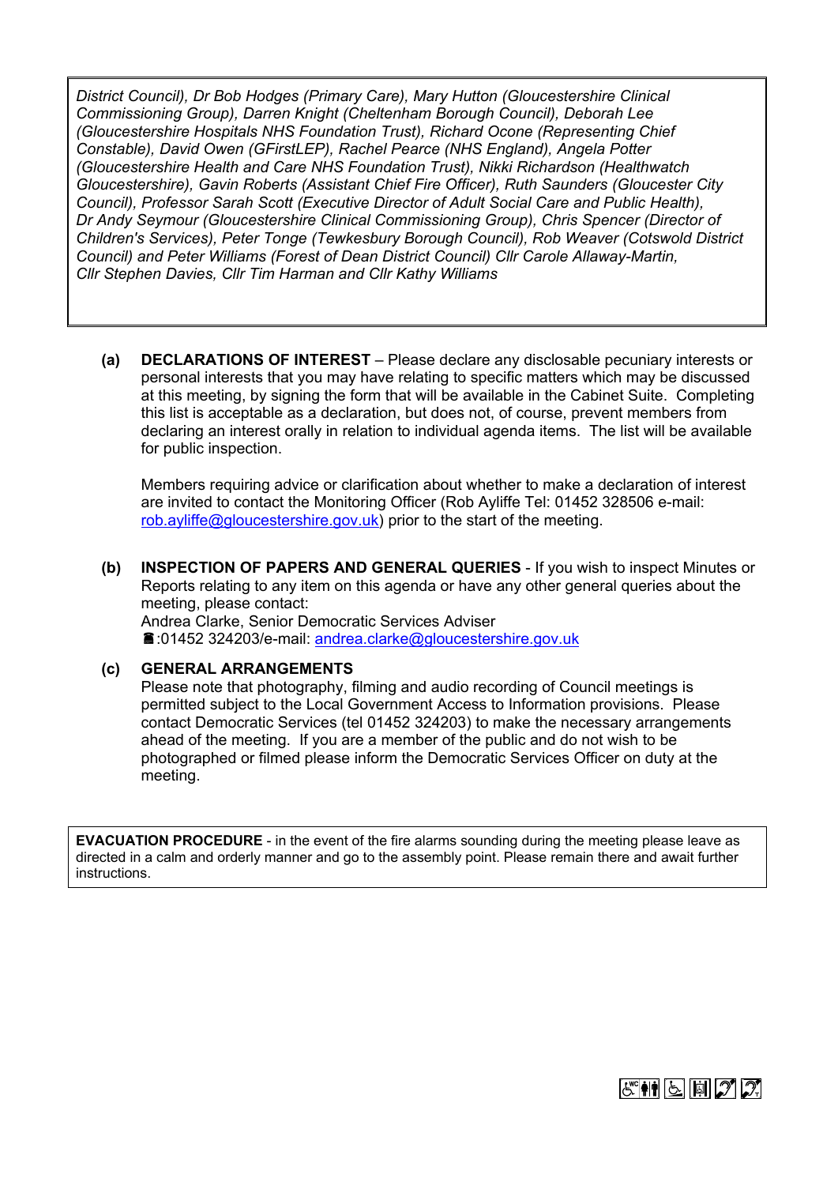*District Council), Dr Bob Hodges (Primary Care), Mary Hutton (Gloucestershire Clinical Commissioning Group), Darren Knight (Cheltenham Borough Council), Deborah Lee (Gloucestershire Hospitals NHS Foundation Trust), Richard Ocone (Representing Chief Constable), David Owen (GFirstLEP), Rachel Pearce (NHS England), Angela Potter (Gloucestershire Health and Care NHS Foundation Trust), Nikki Richardson (Healthwatch Gloucestershire), Gavin Roberts (Assistant Chief Fire Officer), Ruth Saunders (Gloucester City Council), Professor Sarah Scott (Executive Director of Adult Social Care and Public Health), Dr Andy Seymour (Gloucestershire Clinical Commissioning Group), Chris Spencer (Director of Children's Services), Peter Tonge (Tewkesbury Borough Council), Rob Weaver (Cotswold District Council) and Peter Williams (Forest of Dean District Council) Cllr Carole Allaway-Martin, Cllr Stephen Davies, Cllr Tim Harman and Cllr Kathy Williams*

**(a) DECLARATIONS OF INTEREST** – Please declare any disclosable pecuniary interests or personal interests that you may have relating to specific matters which may be discussed at this meeting, by signing the form that will be available in the Cabinet Suite. Completing this list is acceptable as a declaration, but does not, of course, prevent members from declaring an interest orally in relation to individual agenda items. The list will be available for public inspection.

Members requiring advice or clarification about whether to make a declaration of interest are invited to contact the Monitoring Officer (Rob Ayliffe Tel: 01452 328506 e-mail: rob.ayliffe@gloucestershire.gov.uk) prior to the start of the meeting.

**(b) INSPECTION OF PAPERS AND GENERAL QUERIES** - If you wish to inspect Minutes or Reports relating to any item on this agenda or have any other general queries about the meeting, please contact:
Andrea Clarke, Senior Democratic Services Adviser
☎:01452 324203/e-mail: andrea.clarke@gloucestershire.gov.uk

**(c) GENERAL ARRANGEMENTS**
Please note that photography, filming and audio recording of Council meetings is permitted subject to the Local Government Access to Information provisions. Please contact Democratic Services (tel 01452 324203) to make the necessary arrangements ahead of the meeting. If you are a member of the public and do not wish to be photographed or filmed please inform the Democratic Services Officer on duty at the meeting.

**EVACUATION PROCEDURE** - in the event of the fire alarms sounding during the meeting please leave as directed in a calm and orderly manner and go to the assembly point. Please remain there and await further instructions.